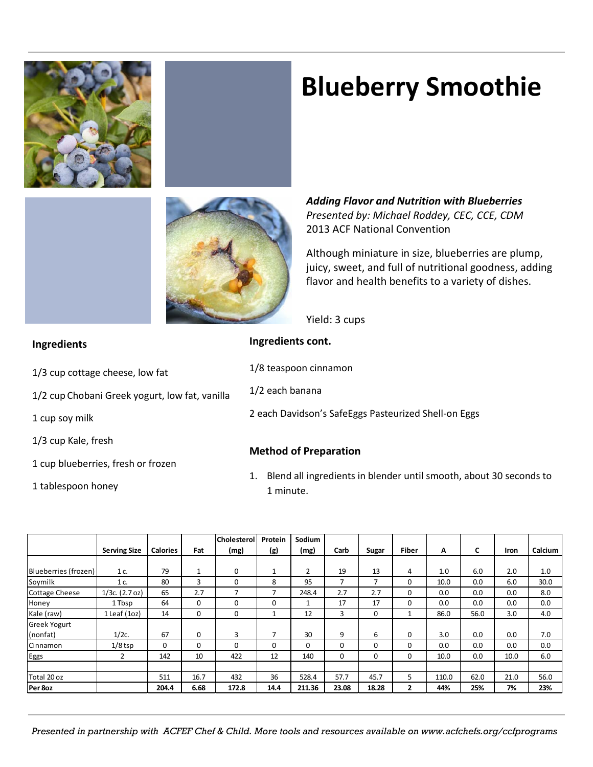# Blueberry Smoothie

***Adding Flavor and Nutrition with Blueberries***
*Presented by: Michael Roddey, CEC, CCE, CDM*
2013 ACF National Convention

Although miniature in size, blueberries are plump, juicy, sweet, and full of nutritional goodness, adding flavor and health benefits to a variety of dishes.

Yield: 3 cups

### Ingredients

1/3 cup cottage cheese, low fat

1/2 cup Chobani Greek yogurt, low fat, vanilla

1 cup soy milk

1/3 cup Kale, fresh

1 cup blueberries, fresh or frozen

1 tablespoon honey

### Ingredients cont.

1/8 teaspoon cinnamon

1/2 each banana

2 each Davidson's SafeEggs Pasteurized Shell-on Eggs

### Method of Preparation

1. Blend all ingredients in blender until smooth, about 30 seconds to 1 minute.

| | Serving Size | Calories | Fat | Cholesterol (mg) | Protein (g) | Sodium (mg) | Carb | Sugar | Fiber | A | C | Iron | Calcium |
|---|---|---|---|---|---|---|---|---|---|---|---|---|---|
| Blueberries (frozen) | 1 c. | 79 | 1 | 0 | 1 | 2 | 19 | 13 | 4 | 1.0 | 6.0 | 2.0 | 1.0 |
| Soymilk | 1 c. | 80 | 3 | 0 | 8 | 95 | 7 | 7 | 0 | 10.0 | 0.0 | 6.0 | 30.0 |
| Cottage Cheese | 1/3c. (2.7 oz) | 65 | 2.7 | 7 | 7 | 248.4 | 2.7 | 2.7 | 0 | 0.0 | 0.0 | 0.0 | 8.0 |
| Honey | 1 Tbsp | 64 | 0 | 0 | 0 | 1 | 17 | 17 | 0 | 0.0 | 0.0 | 0.0 | 0.0 |
| Kale (raw) | 1 Leaf (1oz) | 14 | 0 | 0 | 1 | 12 | 3 | 0 | 1 | 86.0 | 56.0 | 3.0 | 4.0 |
| Greek Yogurt (nonfat) | 1/2c. | 67 | 0 | 3 | 7 | 30 | 9 | 6 | 0 | 3.0 | 0.0 | 0.0 | 7.0 |
| Cinnamon | 1/8 tsp | 0 | 0 | 0 | 0 | 0 | 0 | 0 | 0 | 0.0 | 0.0 | 0.0 | 0.0 |
| Eggs | 2 | 142 | 10 | 422 | 12 | 140 | 0 | 0 | 0 | 10.0 | 0.0 | 10.0 | 6.0 |
| | | | | | | | | | | | | | |
| Total 20 oz | | 511 | 16.7 | 432 | 36 | 528.4 | 57.7 | 45.7 | 5 | 110.0 | 62.0 | 21.0 | 56.0 |
| **Per 8oz** | | **204.4** | **6.68** | **172.8** | **14.4** | **211.36** | **23.08** | **18.28** | **2** | **44%** | **25%** | **7%** | **23%** |

*Presented in partnership with ACFEF Chef & Child. More tools and resources available on www.acfchefs.org/ccfprograms*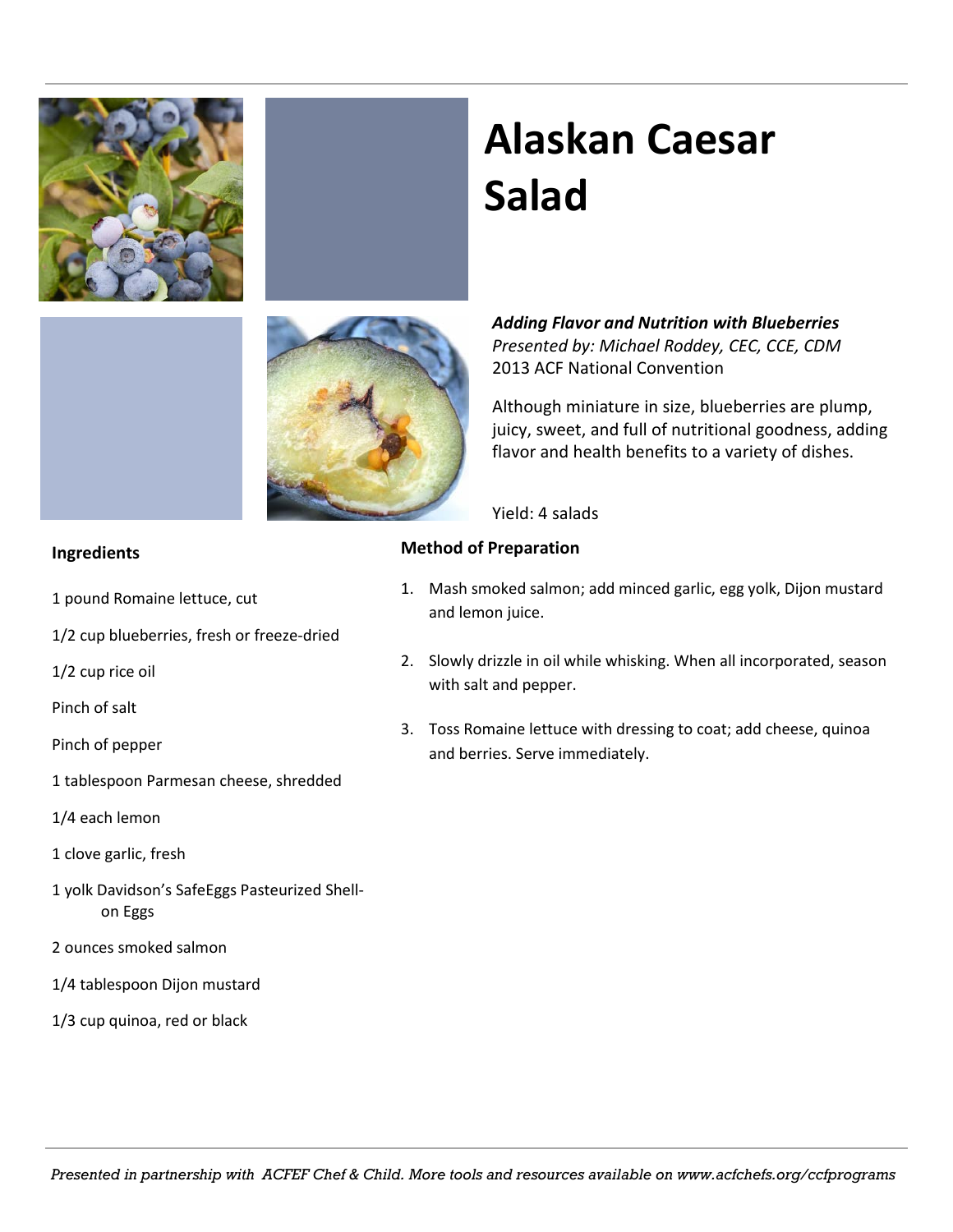# Alaskan Caesar Salad

***Adding Flavor and Nutrition with Blueberries***
*Presented by: Michael Roddey, CEC, CCE, CDM*
2013 ACF National Convention

Although miniature in size, blueberries are plump, juicy, sweet, and full of nutritional goodness, adding flavor and health benefits to a variety of dishes.

Yield: 4 salads

**Ingredients**

1 pound Romaine lettuce, cut

1/2 cup blueberries, fresh or freeze-dried

1/2 cup rice oil

Pinch of salt

Pinch of pepper

1 tablespoon Parmesan cheese, shredded

1/4 each lemon

1 clove garlic, fresh

1 yolk Davidson's SafeEggs Pasteurized Shell-on Eggs

2 ounces smoked salmon

1/4 tablespoon Dijon mustard

1/3 cup quinoa, red or black

**Method of Preparation**

1. Mash smoked salmon; add minced garlic, egg yolk, Dijon mustard and lemon juice.
2. Slowly drizzle in oil while whisking. When all incorporated, season with salt and pepper.
3. Toss Romaine lettuce with dressing to coat; add cheese, quinoa and berries. Serve immediately.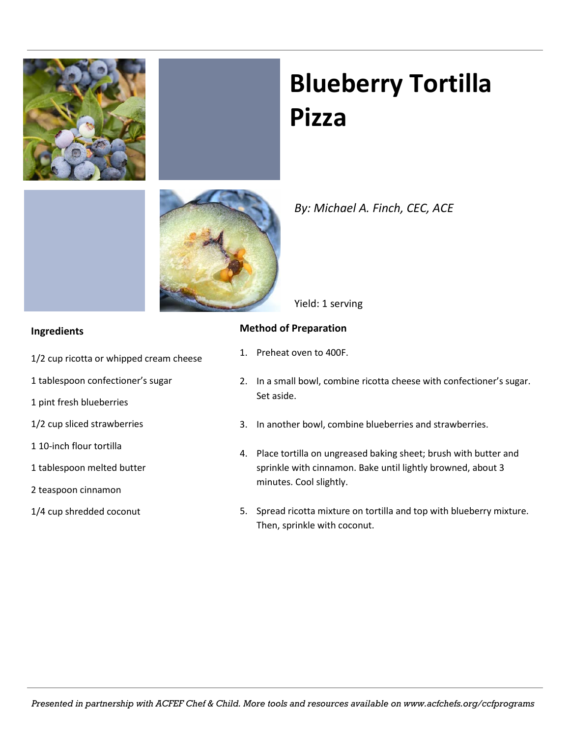# Blueberry Tortilla Pizza

*By: Michael A. Finch, CEC, ACE*

Yield: 1 serving

**Ingredients**

1/2 cup ricotta or whipped cream cheese

1 tablespoon confectioner's sugar

1 pint fresh blueberries

1/2 cup sliced strawberries

1 10-inch flour tortilla

1 tablespoon melted butter

2 teaspoon cinnamon

1/4 cup shredded coconut

**Method of Preparation**

1. Preheat oven to 400F.
2. In a small bowl, combine ricotta cheese with confectioner's sugar. Set aside.
3. In another bowl, combine blueberries and strawberries.
4. Place tortilla on ungreased baking sheet; brush with butter and sprinkle with cinnamon. Bake until lightly browned, about 3 minutes. Cool slightly.
5. Spread ricotta mixture on tortilla and top with blueberry mixture. Then, sprinkle with coconut.

*Presented in partnership with ACFEF Chef & Child. More tools and resources available on www.acfchefs.org/ccfprograms*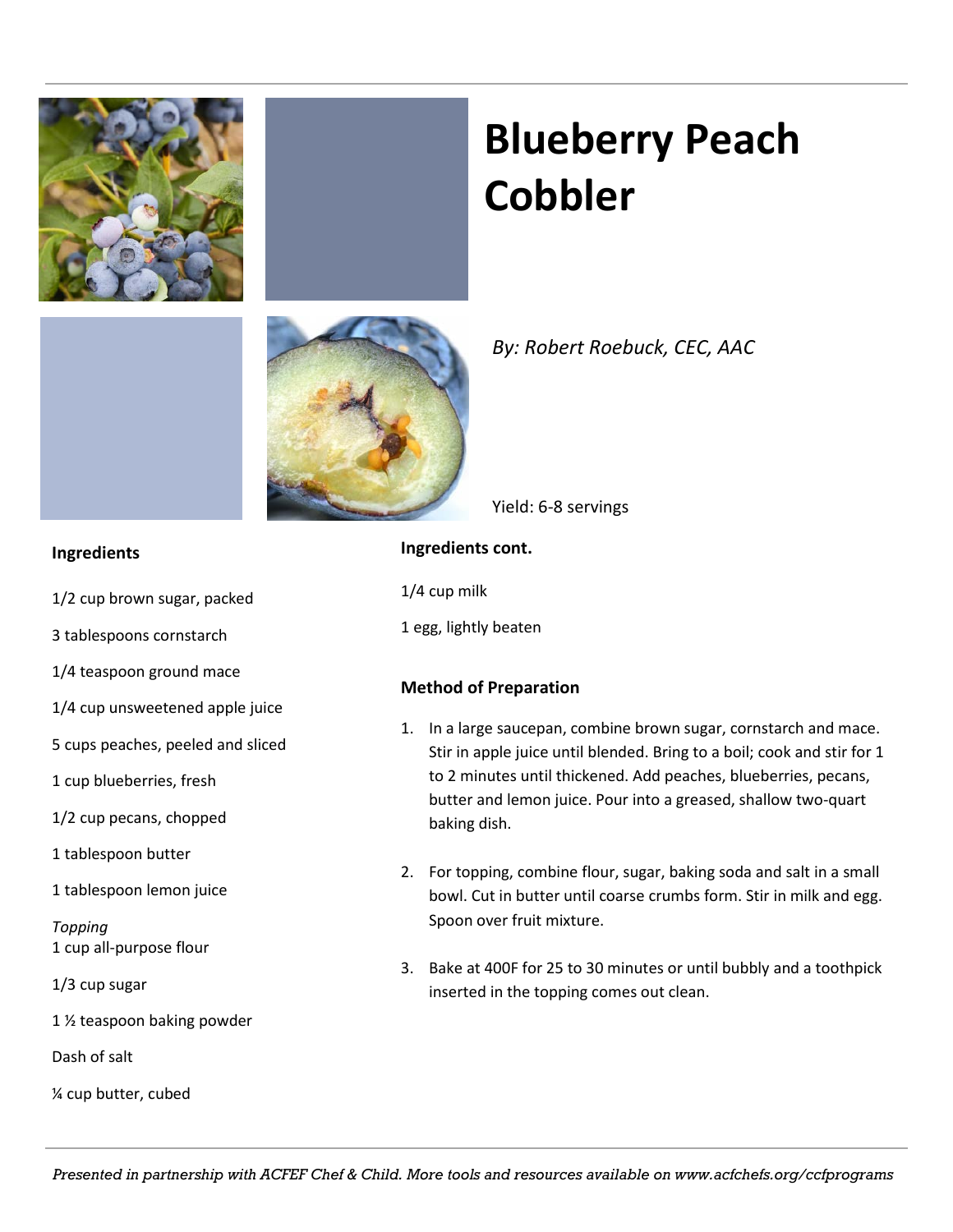# Blueberry Peach Cobbler

*By: Robert Roebuck, CEC, AAC*

Yield: 6-8 servings

**Ingredients**

1/2 cup brown sugar, packed

3 tablespoons cornstarch

1/4 teaspoon ground mace

1/4 cup unsweetened apple juice

5 cups peaches, peeled and sliced

1 cup blueberries, fresh

1/2 cup pecans, chopped

1 tablespoon butter

1 tablespoon lemon juice

*Topping*
1 cup all-purpose flour

1/3 cup sugar

1 ½ teaspoon baking powder

Dash of salt

¼ cup butter, cubed

**Ingredients cont.**

1/4 cup milk

1 egg, lightly beaten

**Method of Preparation**

1. In a large saucepan, combine brown sugar, cornstarch and mace. Stir in apple juice until blended. Bring to a boil; cook and stir for 1 to 2 minutes until thickened. Add peaches, blueberries, pecans, butter and lemon juice. Pour into a greased, shallow two-quart baking dish.

2. For topping, combine flour, sugar, baking soda and salt in a small bowl. Cut in butter until coarse crumbs form. Stir in milk and egg. Spoon over fruit mixture.

3. Bake at 400F for 25 to 30 minutes or until bubbly and a toothpick inserted in the topping comes out clean.

*Presented in partnership with ACFEF Chef & Child. More tools and resources available on www.acfchefs.org/ccfprograms*